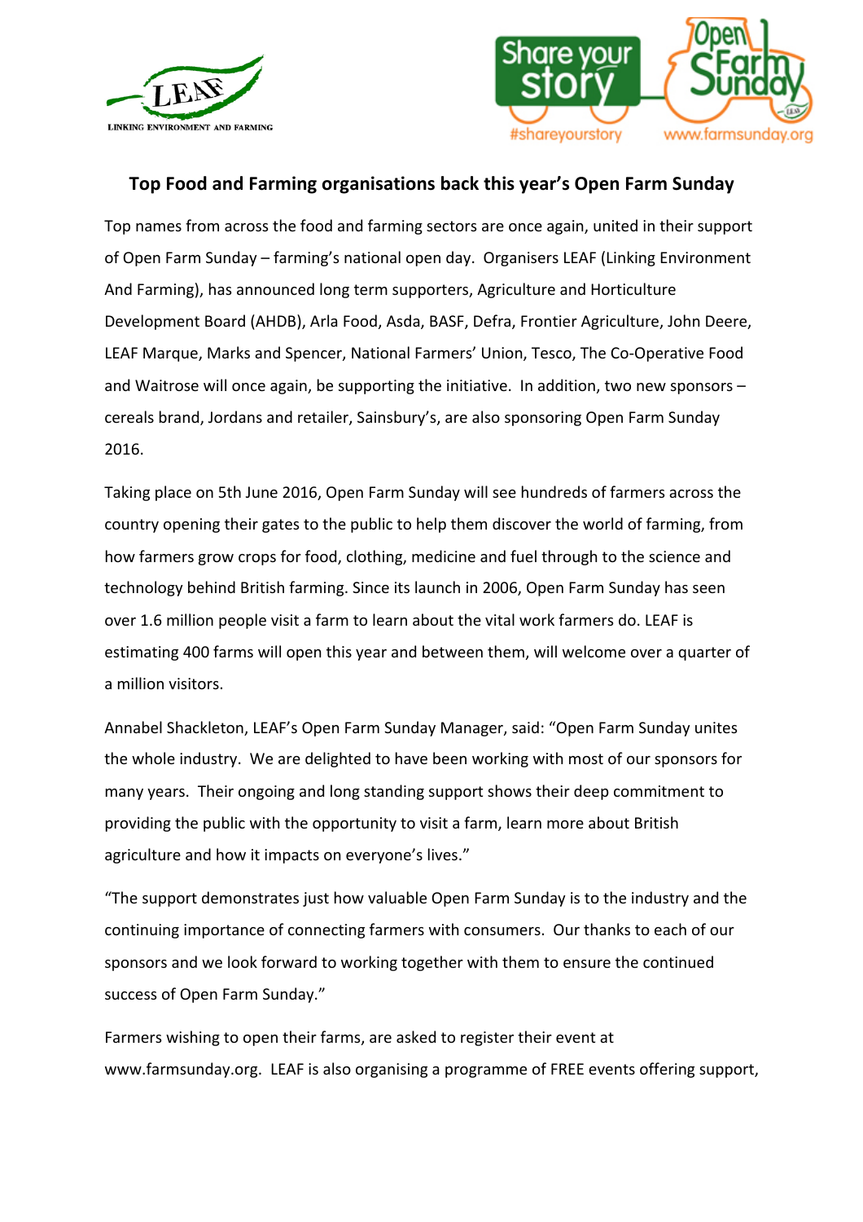## Top Food and Farming organisations back this year's Open Farm Sunday

Top names from across the food and farming sectors are once again, united in their support of Open Farm Sunday – farming's national open day. Organisers LEAF (Linking Environment And Farming), has announced long term supporters, Agriculture and Horticulture Development Board (AHDB), Arla Food, Asda, BASF, Defra, Frontier Agriculture, John Deere, LEAF Marque, Marks and Spencer, National Farmers' Union, Tesco, The Co-Operative Food and Waitrose will once again, be supporting the initiative. In addition, two new sponsors – cereals brand, Jordans and retailer, Sainsbury's, are also sponsoring Open Farm Sunday 2016.

Taking place on 5th June 2016, Open Farm Sunday will see hundreds of farmers across the country opening their gates to the public to help them discover the world of farming, from how farmers grow crops for food, clothing, medicine and fuel through to the science and technology behind British farming. Since its launch in 2006, Open Farm Sunday has seen over 1.6 million people visit a farm to learn about the vital work farmers do. LEAF is estimating 400 farms will open this year and between them, will welcome over a quarter of a million visitors.

Annabel Shackleton, LEAF's Open Farm Sunday Manager, said: "Open Farm Sunday unites the whole industry. We are delighted to have been working with most of our sponsors for many years. Their ongoing and long standing support shows their deep commitment to providing the public with the opportunity to visit a farm, learn more about British agriculture and how it impacts on everyone's lives."

"The support demonstrates just how valuable Open Farm Sunday is to the industry and the continuing importance of connecting farmers with consumers. Our thanks to each of our sponsors and we look forward to working together with them to ensure the continued success of Open Farm Sunday."

Farmers wishing to open their farms, are asked to register their event at www.farmsunday.org. LEAF is also organising a programme of FREE events offering support,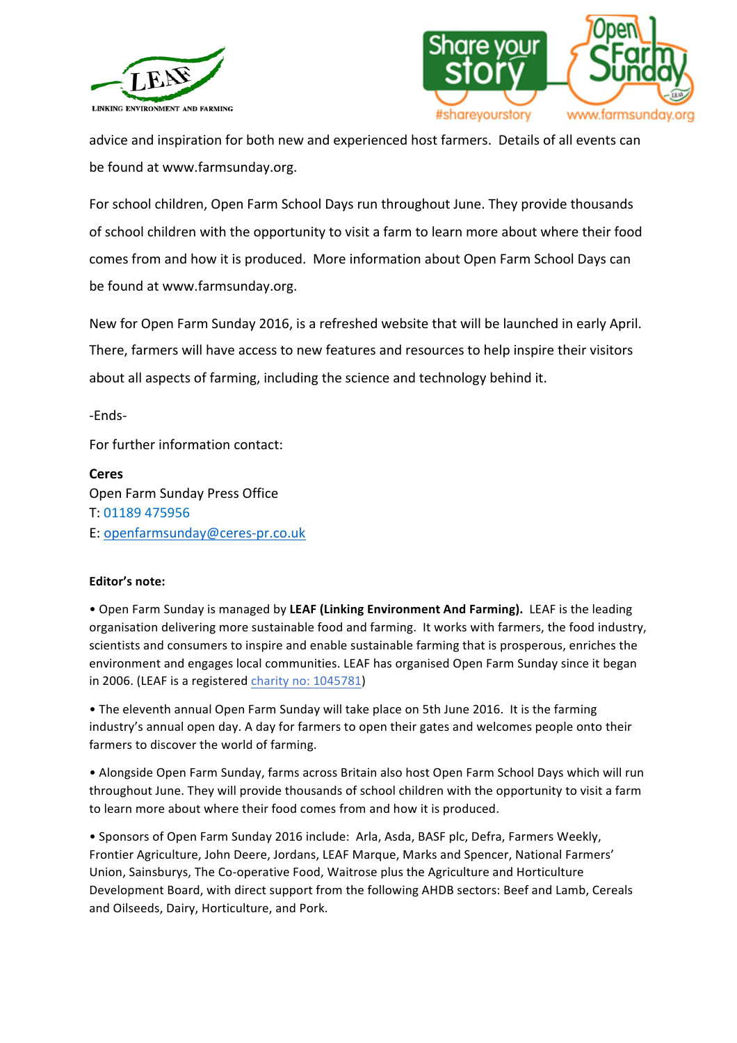advice and inspiration for both new and experienced host farmers. Details of all events can be found at www.farmsunday.org.

For school children, Open Farm School Days run throughout June. They provide thousands of school children with the opportunity to visit a farm to learn more about where their food comes from and how it is produced. More information about Open Farm School Days can be found at www.farmsunday.org.

New for Open Farm Sunday 2016, is a refreshed website that will be launched in early April. There, farmers will have access to new features and resources to help inspire their visitors about all aspects of farming, including the science and technology behind it.

-Ends-

For further information contact:

**Ceres**
Open Farm Sunday Press Office
T: 01189 475956
E: openfarmsunday@ceres-pr.co.uk

**Editor's note:**

• Open Farm Sunday is managed by **LEAF (Linking Environment And Farming).** LEAF is the leading organisation delivering more sustainable food and farming. It works with farmers, the food industry, scientists and consumers to inspire and enable sustainable farming that is prosperous, enriches the environment and engages local communities. LEAF has organised Open Farm Sunday since it began in 2006. (LEAF is a registered charity no: 1045781)

• The eleventh annual Open Farm Sunday will take place on 5th June 2016. It is the farming industry's annual open day. A day for farmers to open their gates and welcomes people onto their farmers to discover the world of farming.

• Alongside Open Farm Sunday, farms across Britain also host Open Farm School Days which will run throughout June. They will provide thousands of school children with the opportunity to visit a farm to learn more about where their food comes from and how it is produced.

• Sponsors of Open Farm Sunday 2016 include: Arla, Asda, BASF plc, Defra, Farmers Weekly, Frontier Agriculture, John Deere, Jordans, LEAF Marque, Marks and Spencer, National Farmers' Union, Sainsburys, The Co-operative Food, Waitrose plus the Agriculture and Horticulture Development Board, with direct support from the following AHDB sectors: Beef and Lamb, Cereals and Oilseeds, Dairy, Horticulture, and Pork.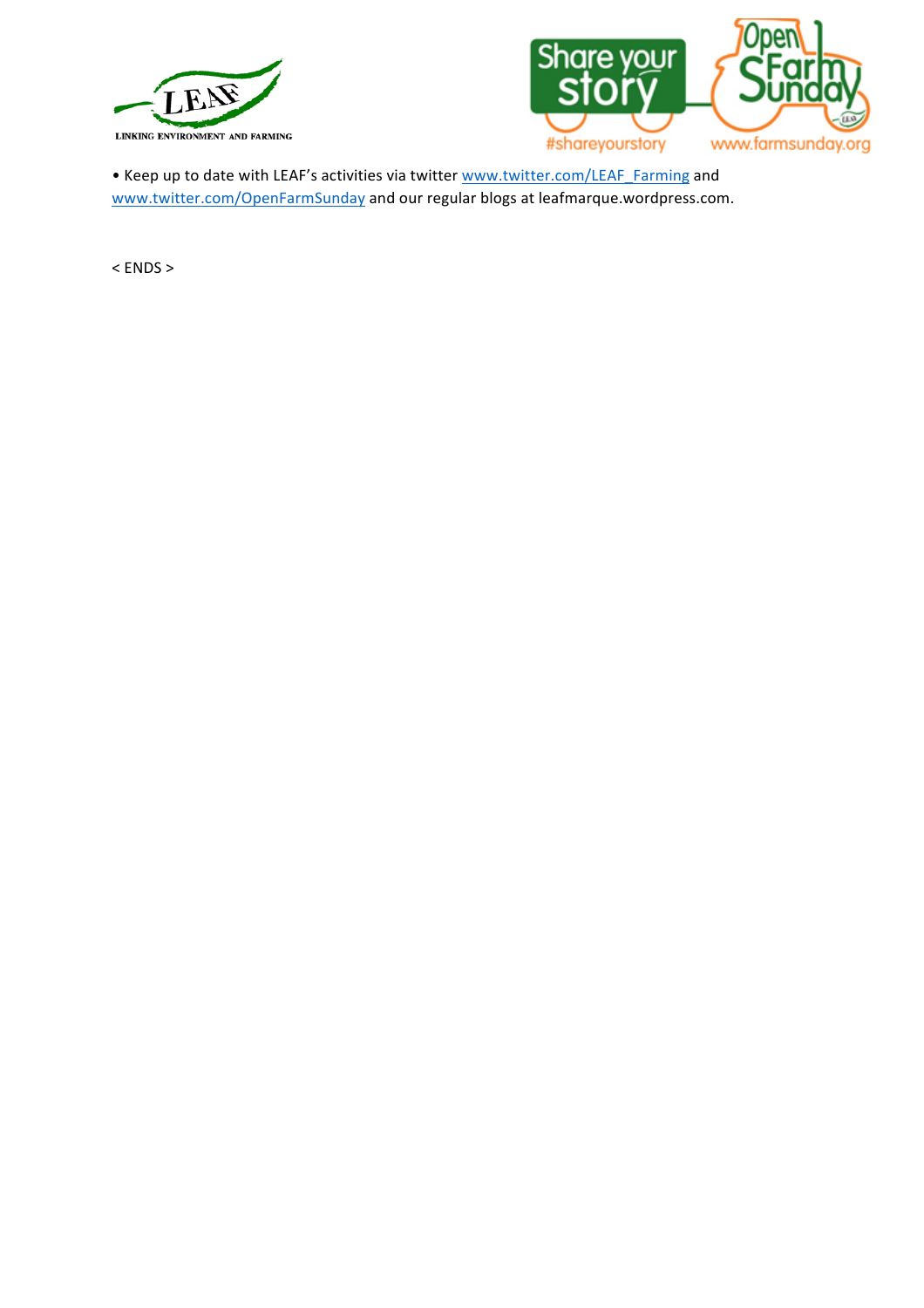• Keep up to date with LEAF's activities via twitter [www.twitter.com/LEAF_Farming](www.twitter.com/LEAF_Farming) and [www.twitter.com/OpenFarmSunday](www.twitter.com/OpenFarmSunday) and our regular blogs at leafmarque.wordpress.com.

< ENDS >